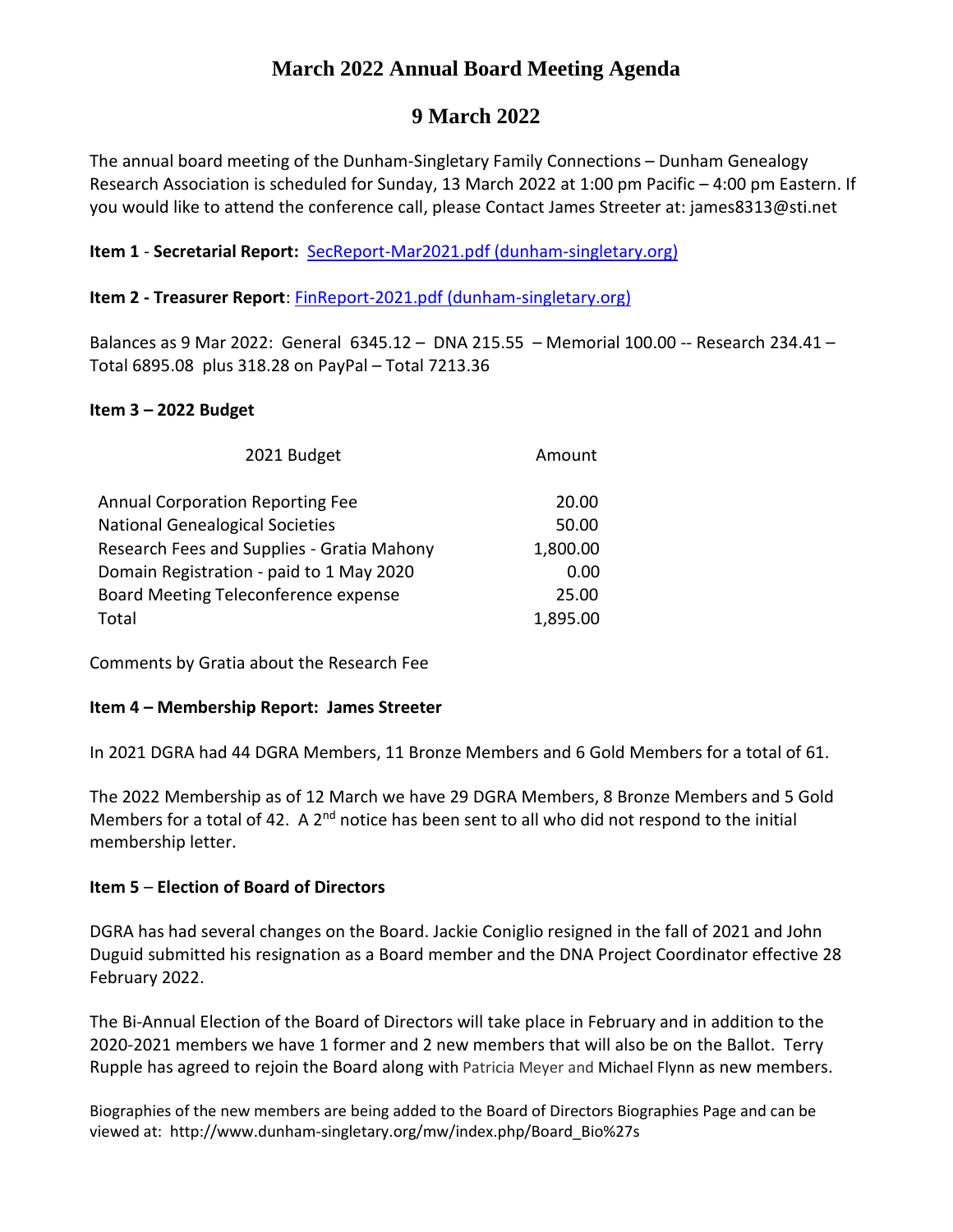# March 2022 Annual Board Meeting Agenda

## 9 March 2022

The annual board meeting of the Dunham-Singletary Family Connections – Dunham Genealogy Research Association is scheduled for Sunday, 13 March 2022 at 1:00 pm Pacific – 4:00 pm Eastern. If you would like to attend the conference call, please Contact James Streeter at: james8313@sti.net

**Item 1** - **Secretarial Report:** [SecReport-Mar2021.pdf (dunham-singletary.org)](SecReport-Mar2021.pdf)

**Item 2 - Treasurer Report**: [FinReport-2021.pdf (dunham-singletary.org)](FinReport-2021.pdf)

Balances as 9 Mar 2022: General 6345.12 – DNA 215.55 – Memorial 100.00 -- Research 234.41 – Total 6895.08 plus 318.28 on PayPal – Total 7213.36

**Item 3 – 2022 Budget**

| 2021 Budget | Amount |
|---|---|
| Annual Corporation Reporting Fee | 20.00 |
| National Genealogical Societies | 50.00 |
| Research Fees and Supplies - Gratia Mahony | 1,800.00 |
| Domain Registration - paid to 1 May 2020 | 0.00 |
| Board Meeting Teleconference expense | 25.00 |
| Total | 1,895.00 |

Comments by Gratia about the Research Fee

**Item 4 – Membership Report: James Streeter**

In 2021 DGRA had 44 DGRA Members, 11 Bronze Members and 6 Gold Members for a total of 61.

The 2022 Membership as of 12 March we have 29 DGRA Members, 8 Bronze Members and 5 Gold Members for a total of 42. A 2nd notice has been sent to all who did not respond to the initial membership letter.

**Item 5** – **Election of Board of Directors**

DGRA has had several changes on the Board. Jackie Coniglio resigned in the fall of 2021 and John Duguid submitted his resignation as a Board member and the DNA Project Coordinator effective 28 February 2022.

The Bi-Annual Election of the Board of Directors will take place in February and in addition to the 2020-2021 members we have 1 former and 2 new members that will also be on the Ballot. Terry Rupple has agreed to rejoin the Board along with Patricia Meyer and Michael Flynn as new members.

Biographies of the new members are being added to the Board of Directors Biographies Page and can be viewed at: http://www.dunham-singletary.org/mw/index.php/Board_Bio%27s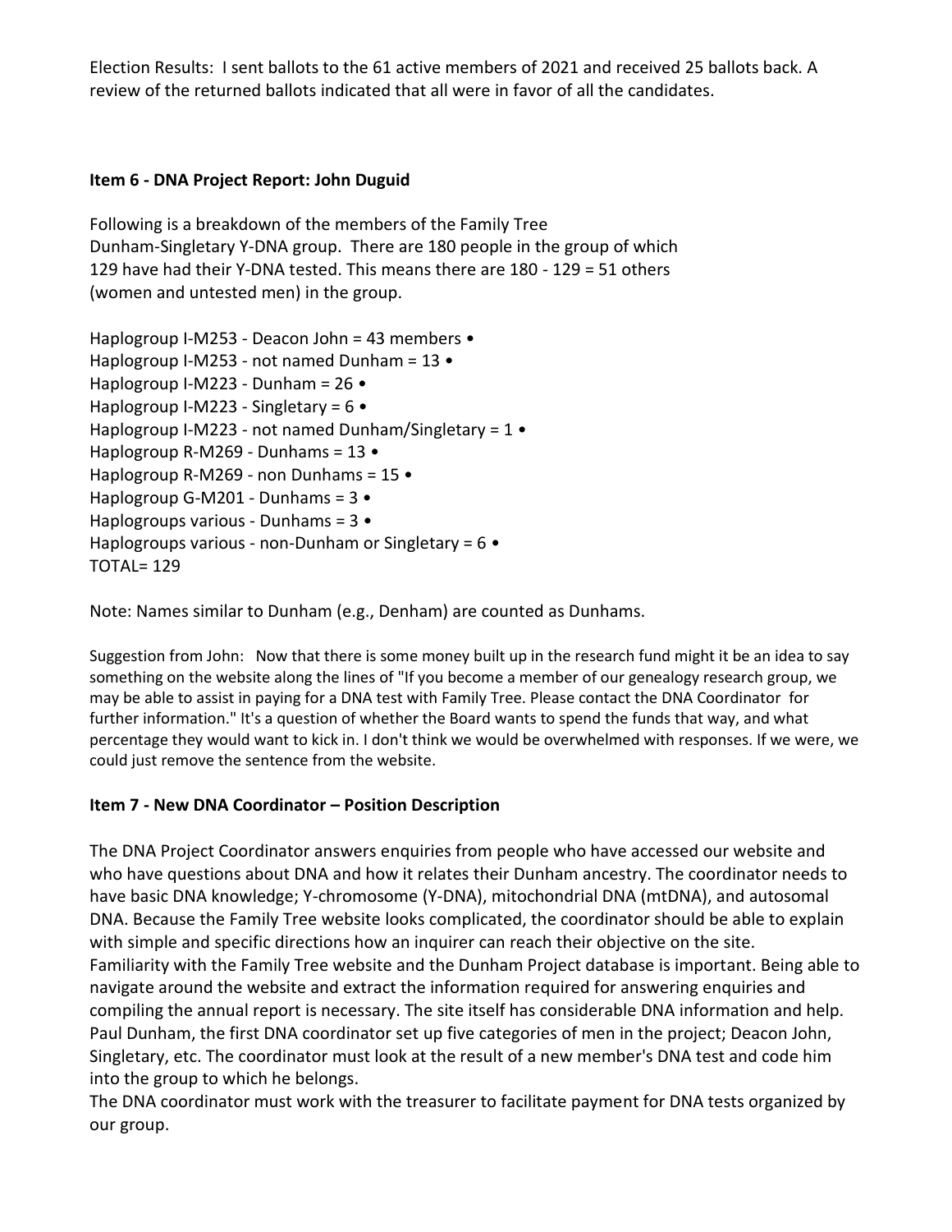Election Results: I sent ballots to the 61 active members of 2021 and received 25 ballots back. A review of the returned ballots indicated that all were in favor of all the candidates.

**Item 6 - DNA Project Report: John Duguid**

Following is a breakdown of the members of the Family Tree Dunham-Singletary Y-DNA group. There are 180 people in the group of which 129 have had their Y-DNA tested. This means there are 180 - 129 = 51 others (women and untested men) in the group.

Haplogroup I-M253 - Deacon John = 43 members •
Haplogroup I-M253 - not named Dunham = 13 •
Haplogroup I-M223 - Dunham = 26 •
Haplogroup I-M223 - Singletary = 6 •
Haplogroup I-M223 - not named Dunham/Singletary = 1 •
Haplogroup R-M269 - Dunhams = 13 •
Haplogroup R-M269 - non Dunhams = 15 •
Haplogroup G-M201 - Dunhams = 3 •
Haplogroups various - Dunhams = 3 •
Haplogroups various - non-Dunham or Singletary = 6 •
TOTAL= 129

Note: Names similar to Dunham (e.g., Denham) are counted as Dunhams.

Suggestion from John: Now that there is some money built up in the research fund might it be an idea to say something on the website along the lines of "If you become a member of our genealogy research group, we may be able to assist in paying for a DNA test with Family Tree. Please contact the DNA Coordinator for further information." It's a question of whether the Board wants to spend the funds that way, and what percentage they would want to kick in. I don't think we would be overwhelmed with responses. If we were, we could just remove the sentence from the website.

**Item 7 - New DNA Coordinator – Position Description**

The DNA Project Coordinator answers enquiries from people who have accessed our website and who have questions about DNA and how it relates their Dunham ancestry. The coordinator needs to have basic DNA knowledge; Y-chromosome (Y-DNA), mitochondrial DNA (mtDNA), and autosomal DNA. Because the Family Tree website looks complicated, the coordinator should be able to explain with simple and specific directions how an inquirer can reach their objective on the site.
Familiarity with the Family Tree website and the Dunham Project database is important. Being able to navigate around the website and extract the information required for answering enquiries and compiling the annual report is necessary. The site itself has considerable DNA information and help.
Paul Dunham, the first DNA coordinator set up five categories of men in the project; Deacon John, Singletary, etc. The coordinator must look at the result of a new member's DNA test and code him into the group to which he belongs.
The DNA coordinator must work with the treasurer to facilitate payment for DNA tests organized by our group.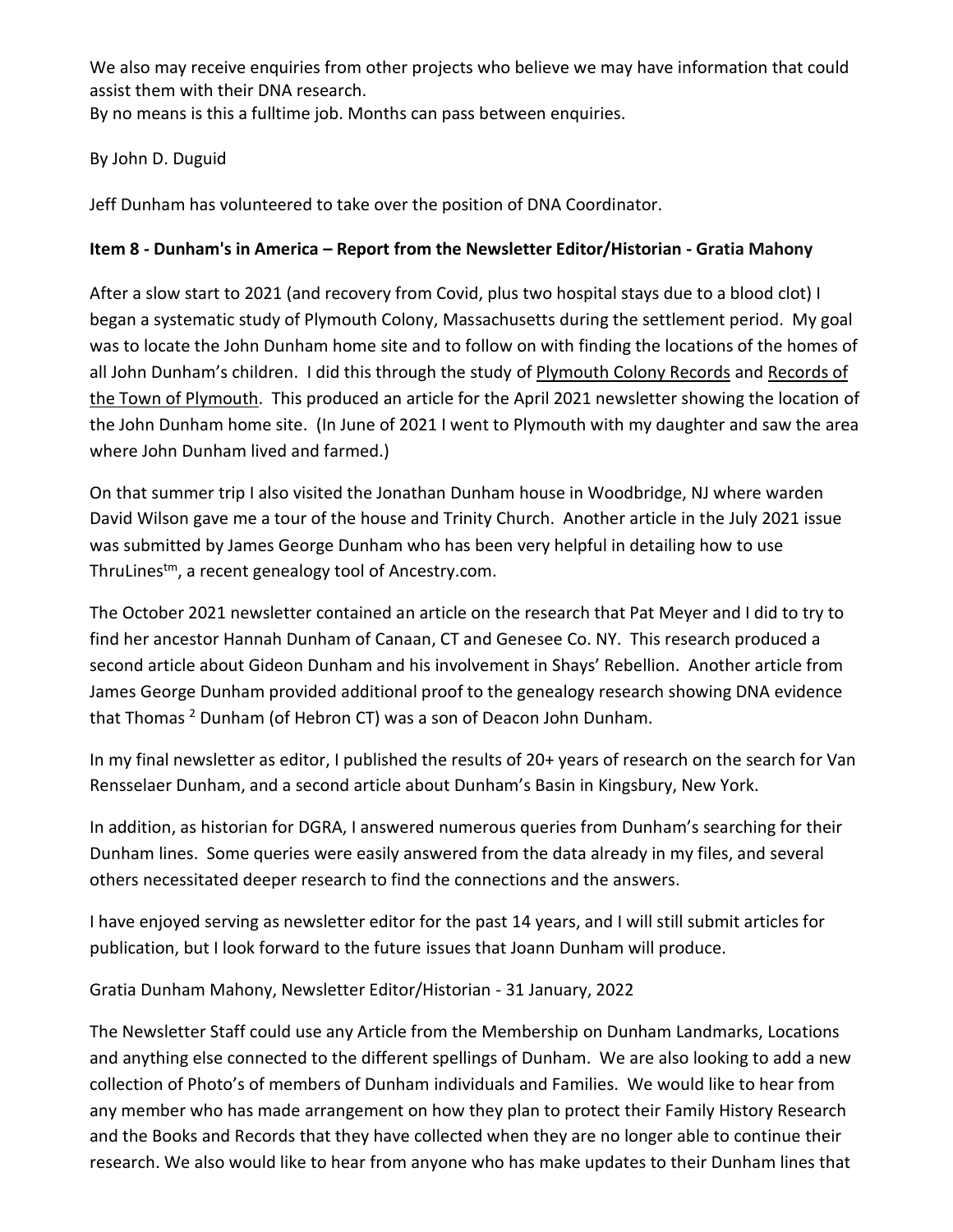We also may receive enquiries from other projects who believe we may have information that could assist them with their DNA research.
By no means is this a fulltime job. Months can pass between enquiries.

By John D. Duguid

Jeff Dunham has volunteered to take over the position of DNA Coordinator.

**Item 8 - Dunham's in America – Report from the Newsletter Editor/Historian - Gratia Mahony**

After a slow start to 2021 (and recovery from Covid, plus two hospital stays due to a blood clot) I began a systematic study of Plymouth Colony, Massachusetts during the settlement period. My goal was to locate the John Dunham home site and to follow on with finding the locations of the homes of all John Dunham's children. I did this through the study of Plymouth Colony Records and Records of the Town of Plymouth. This produced an article for the April 2021 newsletter showing the location of the John Dunham home site. (In June of 2021 I went to Plymouth with my daughter and saw the area where John Dunham lived and farmed.)

On that summer trip I also visited the Jonathan Dunham house in Woodbridge, NJ where warden David Wilson gave me a tour of the house and Trinity Church. Another article in the July 2021 issue was submitted by James George Dunham who has been very helpful in detailing how to use ThruLines[tm], a recent genealogy tool of Ancestry.com.

The October 2021 newsletter contained an article on the research that Pat Meyer and I did to try to find her ancestor Hannah Dunham of Canaan, CT and Genesee Co. NY. This research produced a second article about Gideon Dunham and his involvement in Shays' Rebellion. Another article from James George Dunham provided additional proof to the genealogy research showing DNA evidence that Thomas [2] Dunham (of Hebron CT) was a son of Deacon John Dunham.

In my final newsletter as editor, I published the results of 20+ years of research on the search for Van Rensselaer Dunham, and a second article about Dunham's Basin in Kingsbury, New York.

In addition, as historian for DGRA, I answered numerous queries from Dunham's searching for their Dunham lines. Some queries were easily answered from the data already in my files, and several others necessitated deeper research to find the connections and the answers.

I have enjoyed serving as newsletter editor for the past 14 years, and I will still submit articles for publication, but I look forward to the future issues that Joann Dunham will produce.

Gratia Dunham Mahony, Newsletter Editor/Historian - 31 January, 2022

The Newsletter Staff could use any Article from the Membership on Dunham Landmarks, Locations and anything else connected to the different spellings of Dunham. We are also looking to add a new collection of Photo's of members of Dunham individuals and Families. We would like to hear from any member who has made arrangement on how they plan to protect their Family History Research and the Books and Records that they have collected when they are no longer able to continue their research. We also would like to hear from anyone who has make updates to their Dunham lines that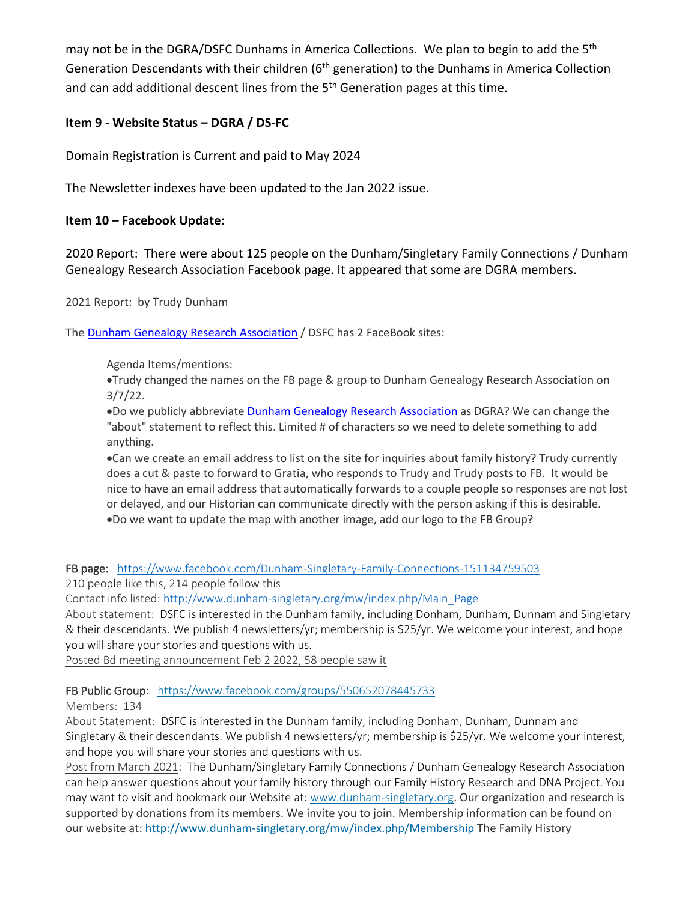may not be in the DGRA/DSFC Dunhams in America Collections. We plan to begin to add the 5th Generation Descendants with their children (6th generation) to the Dunhams in America Collection and can add additional descent lines from the 5th Generation pages at this time.

**Item 9** - **Website Status – DGRA / DS-FC**

Domain Registration is Current and paid to May 2024

The Newsletter indexes have been updated to the Jan 2022 issue.

**Item 10 – Facebook Update:**

2020 Report: There were about 125 people on the Dunham/Singletary Family Connections / Dunham Genealogy Research Association Facebook page. It appeared that some are DGRA members.

2021 Report: by Trudy Dunham

The Dunham Genealogy Research Association / DSFC has 2 FaceBook sites:

> Agenda Items/mentions:
> - Trudy changed the names on the FB page & group to Dunham Genealogy Research Association on 3/7/22.
> - Do we publicly abbreviate Dunham Genealogy Research Association as DGRA? We can change the "about" statement to reflect this. Limited # of characters so we need to delete something to add anything.
> - Can we create an email address to list on the site for inquiries about family history? Trudy currently does a cut & paste to forward to Gratia, who responds to Trudy and Trudy posts to FB. It would be nice to have an email address that automatically forwards to a couple people so responses are not lost or delayed, and our Historian can communicate directly with the person asking if this is desirable.
> - Do we want to update the map with another image, add our logo to the FB Group?

FB page: https://www.facebook.com/Dunham-Singletary-Family-Connections-151134759503
210 people like this, 214 people follow this
Contact info listed: http://www.dunham-singletary.org/mw/index.php/Main_Page
About statement: DSFC is interested in the Dunham family, including Donham, Dunham, Dunnam and Singletary & their descendants. We publish 4 newsletters/yr; membership is $25/yr. We welcome your interest, and hope you will share your stories and questions with us.
Posted Bd meeting announcement Feb 2 2022, 58 people saw it

FB Public Group: https://www.facebook.com/groups/550652078445733
Members: 134
About Statement: DSFC is interested in the Dunham family, including Donham, Dunham, Dunnam and Singletary & their descendants. We publish 4 newsletters/yr; membership is $25/yr. We welcome your interest, and hope you will share your stories and questions with us.
Post from March 2021: The Dunham/Singletary Family Connections / Dunham Genealogy Research Association can help answer questions about your family history through our Family History Research and DNA Project. You may want to visit and bookmark our Website at: www.dunham-singletary.org. Our organization and research is supported by donations from its members. We invite you to join. Membership information can be found on our website at: http://www.dunham-singletary.org/mw/index.php/Membership The Family History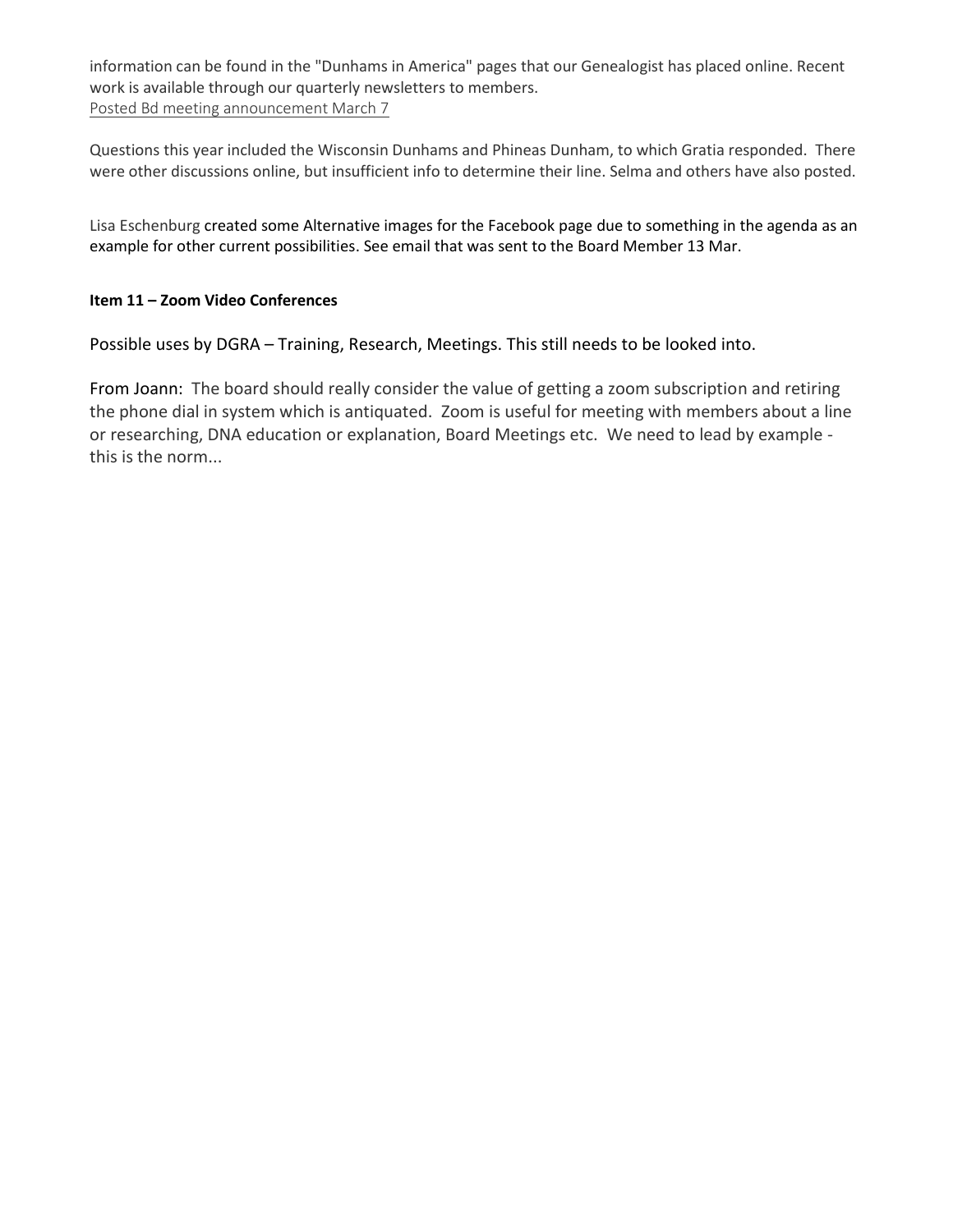information can be found in the "Dunhams in America" pages that our Genealogist has placed online. Recent work is available through our quarterly newsletters to members.
Posted Bd meeting announcement March 7

Questions this year included the Wisconsin Dunhams and Phineas Dunham, to which Gratia responded. There were other discussions online, but insufficient info to determine their line. Selma and others have also posted.

Lisa Eschenburg created some Alternative images for the Facebook page due to something in the agenda as an example for other current possibilities. See email that was sent to the Board Member 13 Mar.

**Item 11 – Zoom Video Conferences**

Possible uses by DGRA – Training, Research, Meetings. This still needs to be looked into.

From Joann: The board should really consider the value of getting a zoom subscription and retiring the phone dial in system which is antiquated. Zoom is useful for meeting with members about a line or researching, DNA education or explanation, Board Meetings etc. We need to lead by example - this is the norm...